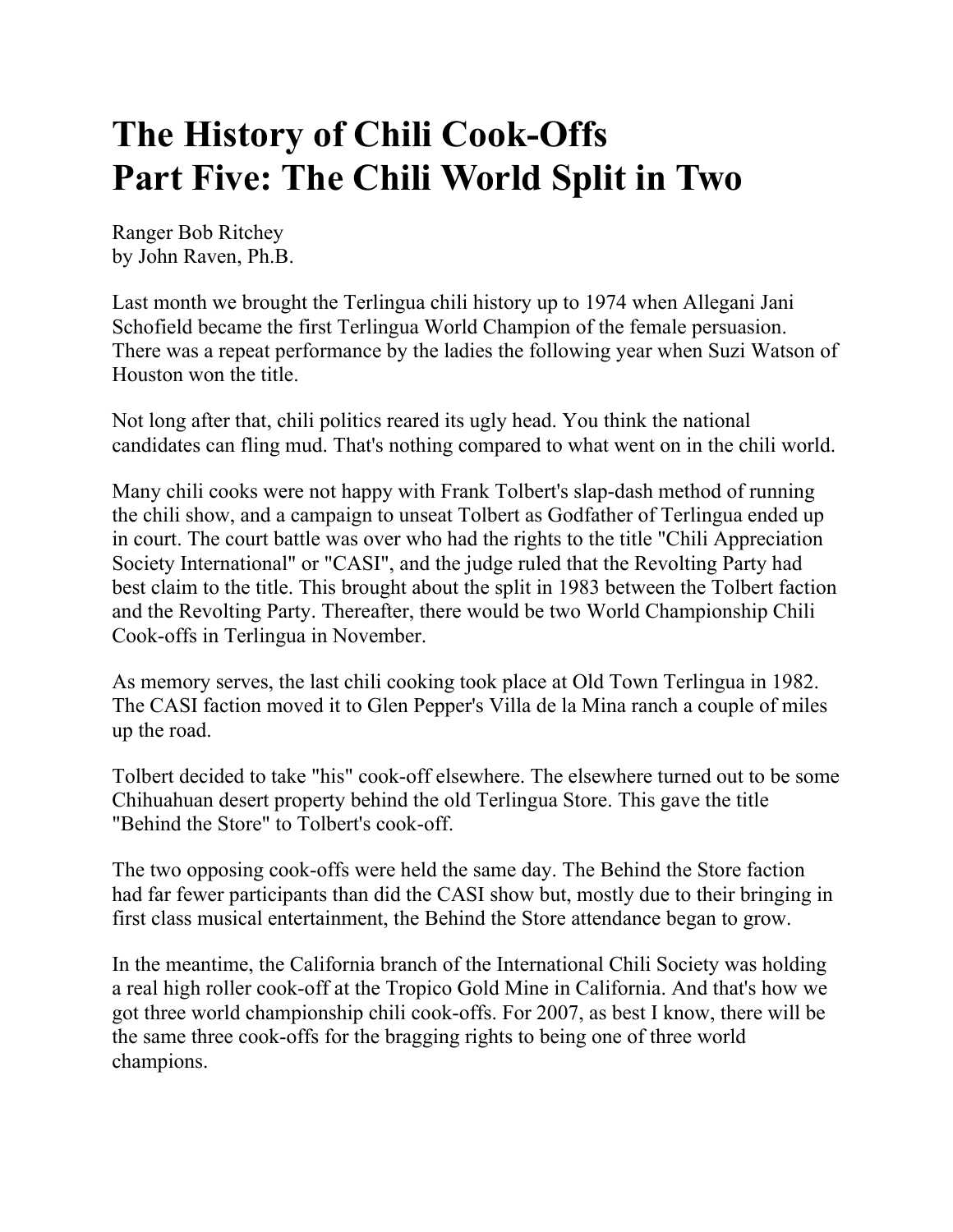# The History of Chili Cook-Offs
# Part Five: The Chili World Split in Two

Ranger Bob Ritchey
by John Raven, Ph.B.

Last month we brought the Terlingua chili history up to 1974 when Allegani Jani Schofield became the first Terlingua World Champion of the female persuasion. There was a repeat performance by the ladies the following year when Suzi Watson of Houston won the title.

Not long after that, chili politics reared its ugly head. You think the national candidates can fling mud. That's nothing compared to what went on in the chili world.

Many chili cooks were not happy with Frank Tolbert's slap-dash method of running the chili show, and a campaign to unseat Tolbert as Godfather of Terlingua ended up in court. The court battle was over who had the rights to the title "Chili Appreciation Society International" or "CASI", and the judge ruled that the Revolting Party had best claim to the title. This brought about the split in 1983 between the Tolbert faction and the Revolting Party. Thereafter, there would be two World Championship Chili Cook-offs in Terlingua in November.

As memory serves, the last chili cooking took place at Old Town Terlingua in 1982. The CASI faction moved it to Glen Pepper's Villa de la Mina ranch a couple of miles up the road.

Tolbert decided to take "his" cook-off elsewhere. The elsewhere turned out to be some Chihuahuan desert property behind the old Terlingua Store. This gave the title "Behind the Store" to Tolbert's cook-off.

The two opposing cook-offs were held the same day. The Behind the Store faction had far fewer participants than did the CASI show but, mostly due to their bringing in first class musical entertainment, the Behind the Store attendance began to grow.

In the meantime, the California branch of the International Chili Society was holding a real high roller cook-off at the Tropico Gold Mine in California. And that's how we got three world championship chili cook-offs. For 2007, as best I know, there will be the same three cook-offs for the bragging rights to being one of three world champions.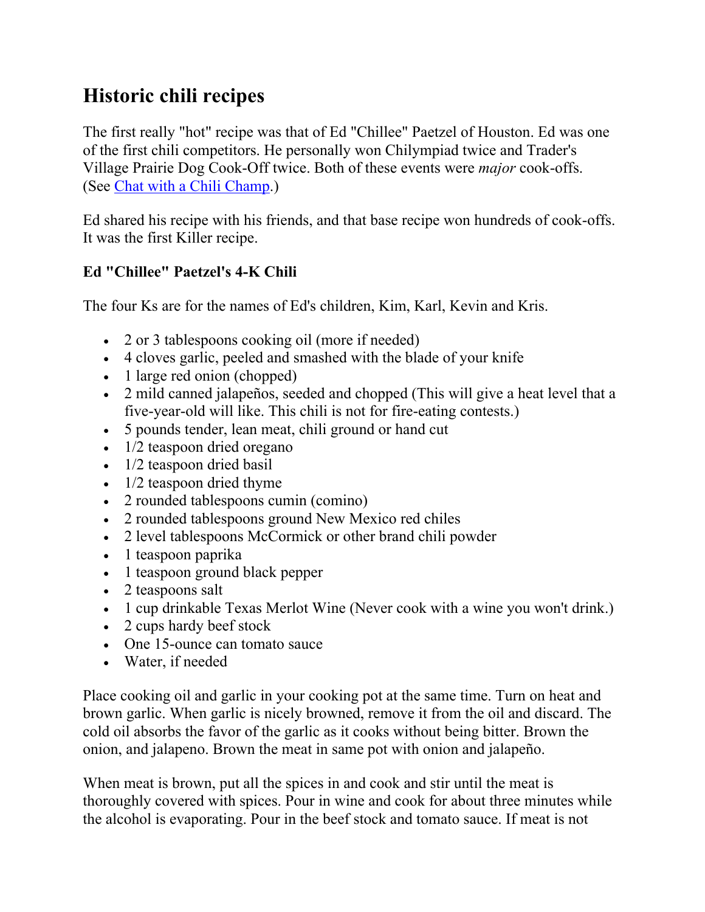## Historic chili recipes

The first really "hot" recipe was that of Ed "Chillee" Paetzel of Houston. Ed was one of the first chili competitors. He personally won Chilympiad twice and Trader's Village Prairie Dog Cook-Off twice. Both of these events were *major* cook-offs. (See [Chat with a Chili Champ](#).)

Ed shared his recipe with his friends, and that base recipe won hundreds of cook-offs. It was the first Killer recipe.

**Ed "Chillee" Paetzel's 4-K Chili**

The four Ks are for the names of Ed's children, Kim, Karl, Kevin and Kris.

- 2 or 3 tablespoons cooking oil (more if needed)
- 4 cloves garlic, peeled and smashed with the blade of your knife
- 1 large red onion (chopped)
- 2 mild canned jalapeños, seeded and chopped (This will give a heat level that a five-year-old will like. This chili is not for fire-eating contests.)
- 5 pounds tender, lean meat, chili ground or hand cut
- 1/2 teaspoon dried oregano
- 1/2 teaspoon dried basil
- 1/2 teaspoon dried thyme
- 2 rounded tablespoons cumin (comino)
- 2 rounded tablespoons ground New Mexico red chiles
- 2 level tablespoons McCormick or other brand chili powder
- 1 teaspoon paprika
- 1 teaspoon ground black pepper
- 2 teaspoons salt
- 1 cup drinkable Texas Merlot Wine (Never cook with a wine you won't drink.)
- 2 cups hardy beef stock
- One 15-ounce can tomato sauce
- Water, if needed

Place cooking oil and garlic in your cooking pot at the same time. Turn on heat and brown garlic. When garlic is nicely browned, remove it from the oil and discard. The cold oil absorbs the favor of the garlic as it cooks without being bitter. Brown the onion, and jalapeno. Brown the meat in same pot with onion and jalapeño.

When meat is brown, put all the spices in and cook and stir until the meat is thoroughly covered with spices. Pour in wine and cook for about three minutes while the alcohol is evaporating. Pour in the beef stock and tomato sauce. If meat is not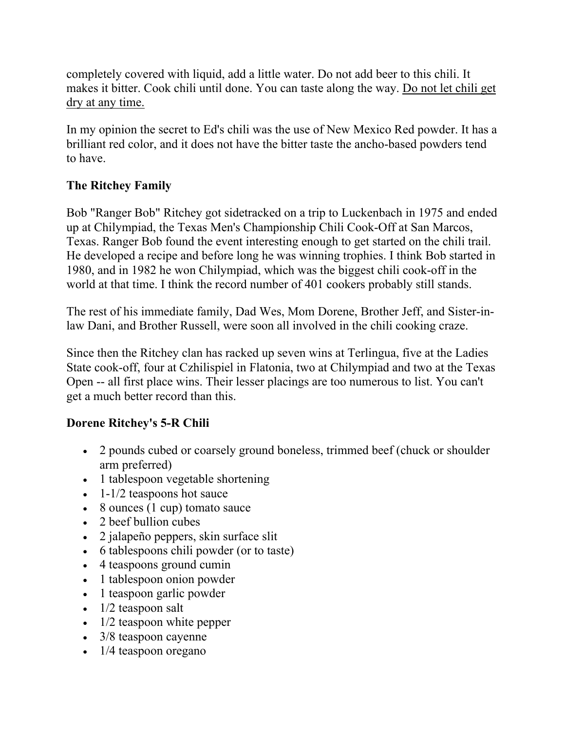completely covered with liquid, add a little water. Do not add beer to this chili. It makes it bitter. Cook chili until done. You can taste along the way. <u>Do not let chili get dry at any time.</u>

In my opinion the secret to Ed's chili was the use of New Mexico Red powder. It has a brilliant red color, and it does not have the bitter taste the ancho-based powders tend to have.

**The Ritchey Family**

Bob "Ranger Bob" Ritchey got sidetracked on a trip to Luckenbach in 1975 and ended up at Chilympiad, the Texas Men's Championship Chili Cook-Off at San Marcos, Texas. Ranger Bob found the event interesting enough to get started on the chili trail. He developed a recipe and before long he was winning trophies. I think Bob started in 1980, and in 1982 he won Chilympiad, which was the biggest chili cook-off in the world at that time. I think the record number of 401 cookers probably still stands.

The rest of his immediate family, Dad Wes, Mom Dorene, Brother Jeff, and Sister-in-law Dani, and Brother Russell, were soon all involved in the chili cooking craze.

Since then the Ritchey clan has racked up seven wins at Terlingua, five at the Ladies State cook-off, four at Czhilispiel in Flatonia, two at Chilympiad and two at the Texas Open -- all first place wins. Their lesser placings are too numerous to list. You can't get a much better record than this.

**Dorene Ritchey's 5-R Chili**

- 2 pounds cubed or coarsely ground boneless, trimmed beef (chuck or shoulder arm preferred)
- 1 tablespoon vegetable shortening
- 1-1/2 teaspoons hot sauce
- 8 ounces (1 cup) tomato sauce
- 2 beef bullion cubes
- 2 jalapeño peppers, skin surface slit
- 6 tablespoons chili powder (or to taste)
- 4 teaspoons ground cumin
- 1 tablespoon onion powder
- 1 teaspoon garlic powder
- 1/2 teaspoon salt
- 1/2 teaspoon white pepper
- 3/8 teaspoon cayenne
- 1/4 teaspoon oregano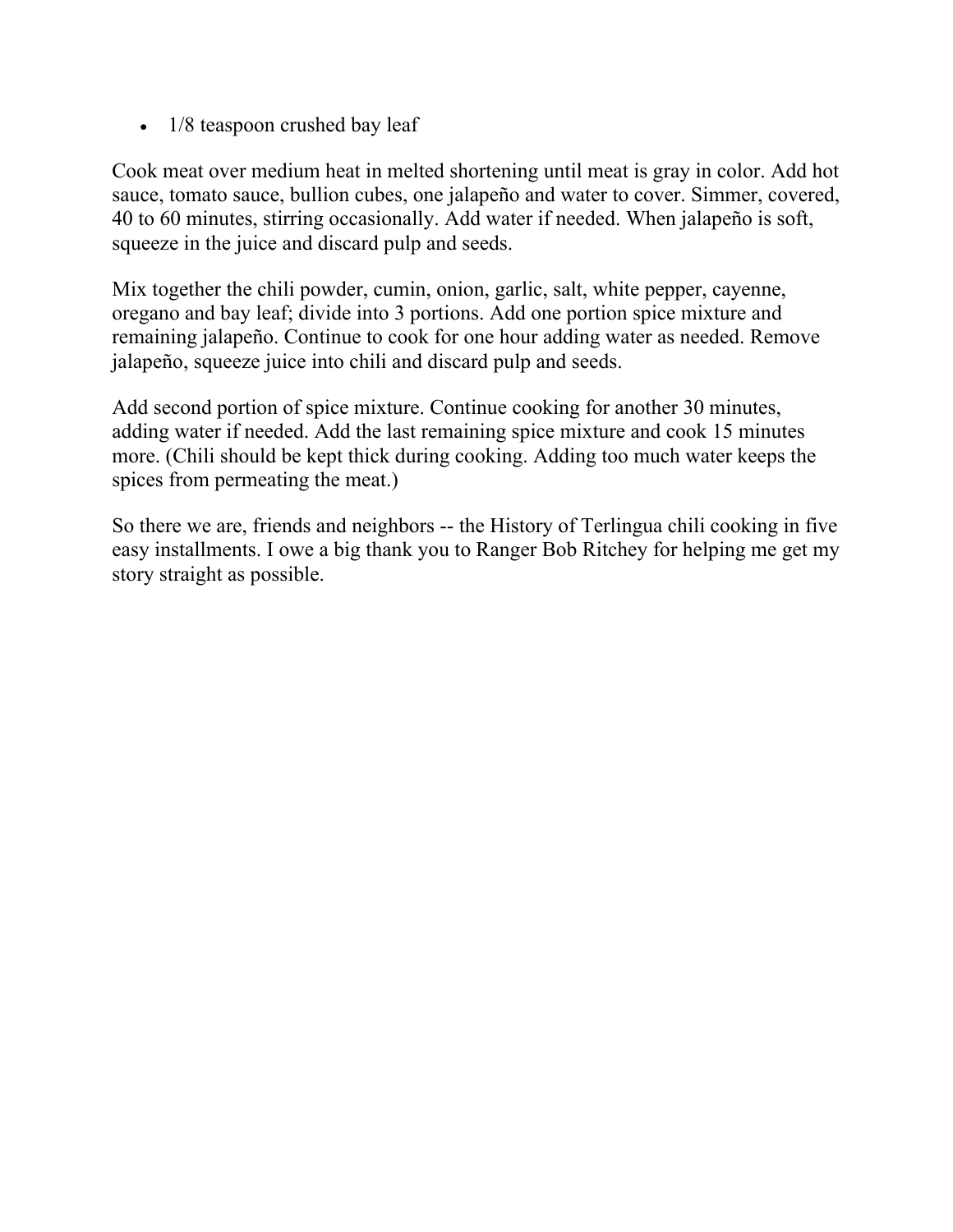- 1/8 teaspoon crushed bay leaf

Cook meat over medium heat in melted shortening until meat is gray in color. Add hot sauce, tomato sauce, bullion cubes, one jalapeño and water to cover. Simmer, covered, 40 to 60 minutes, stirring occasionally. Add water if needed. When jalapeño is soft, squeeze in the juice and discard pulp and seeds.

Mix together the chili powder, cumin, onion, garlic, salt, white pepper, cayenne, oregano and bay leaf; divide into 3 portions. Add one portion spice mixture and remaining jalapeño. Continue to cook for one hour adding water as needed. Remove jalapeño, squeeze juice into chili and discard pulp and seeds.

Add second portion of spice mixture. Continue cooking for another 30 minutes, adding water if needed. Add the last remaining spice mixture and cook 15 minutes more. (Chili should be kept thick during cooking. Adding too much water keeps the spices from permeating the meat.)

So there we are, friends and neighbors -- the History of Terlingua chili cooking in five easy installments. I owe a big thank you to Ranger Bob Ritchey for helping me get my story straight as possible.